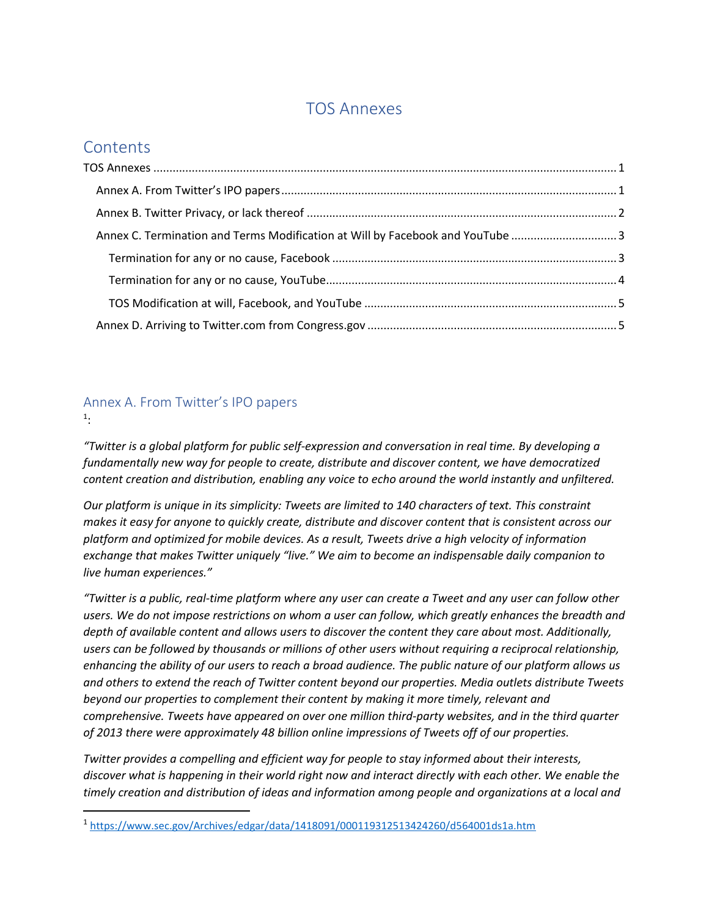# TOS Annexes

## Contents

- TOS Annexes ........ 1
  - Annex A. From Twitter's IPO papers ........ 1
  - Annex B. Twitter Privacy, or lack thereof ........ 2
  - Annex C. Termination and Terms Modification at Will by Facebook and YouTube ........ 3
    - Termination for any or no cause, Facebook ........ 3
    - Termination for any or no cause, YouTube ........ 4
    - TOS Modification at will, Facebook, and YouTube ........ 5
  - Annex D. Arriving to Twitter.com from Congress.gov ........ 5

## Annex A. From Twitter's IPO papers

[1]:

*"Twitter is a global platform for public self-expression and conversation in real time. By developing a fundamentally new way for people to create, distribute and discover content, we have democratized content creation and distribution, enabling any voice to echo around the world instantly and unfiltered.*

*Our platform is unique in its simplicity: Tweets are limited to 140 characters of text. This constraint makes it easy for anyone to quickly create, distribute and discover content that is consistent across our platform and optimized for mobile devices. As a result, Tweets drive a high velocity of information exchange that makes Twitter uniquely "live." We aim to become an indispensable daily companion to live human experiences."*

*"Twitter is a public, real-time platform where any user can create a Tweet and any user can follow other users. We do not impose restrictions on whom a user can follow, which greatly enhances the breadth and depth of available content and allows users to discover the content they care about most. Additionally, users can be followed by thousands or millions of other users without requiring a reciprocal relationship, enhancing the ability of our users to reach a broad audience. The public nature of our platform allows us and others to extend the reach of Twitter content beyond our properties. Media outlets distribute Tweets beyond our properties to complement their content by making it more timely, relevant and comprehensive. Tweets have appeared on over one million third-party websites, and in the third quarter of 2013 there were approximately 48 billion online impressions of Tweets off of our properties.*

*Twitter provides a compelling and efficient way for people to stay informed about their interests, discover what is happening in their world right now and interact directly with each other. We enable the timely creation and distribution of ideas and information among people and organizations at a local and*

---

[1] https://www.sec.gov/Archives/edgar/data/1418091/000119312513424260/d564001ds1a.htm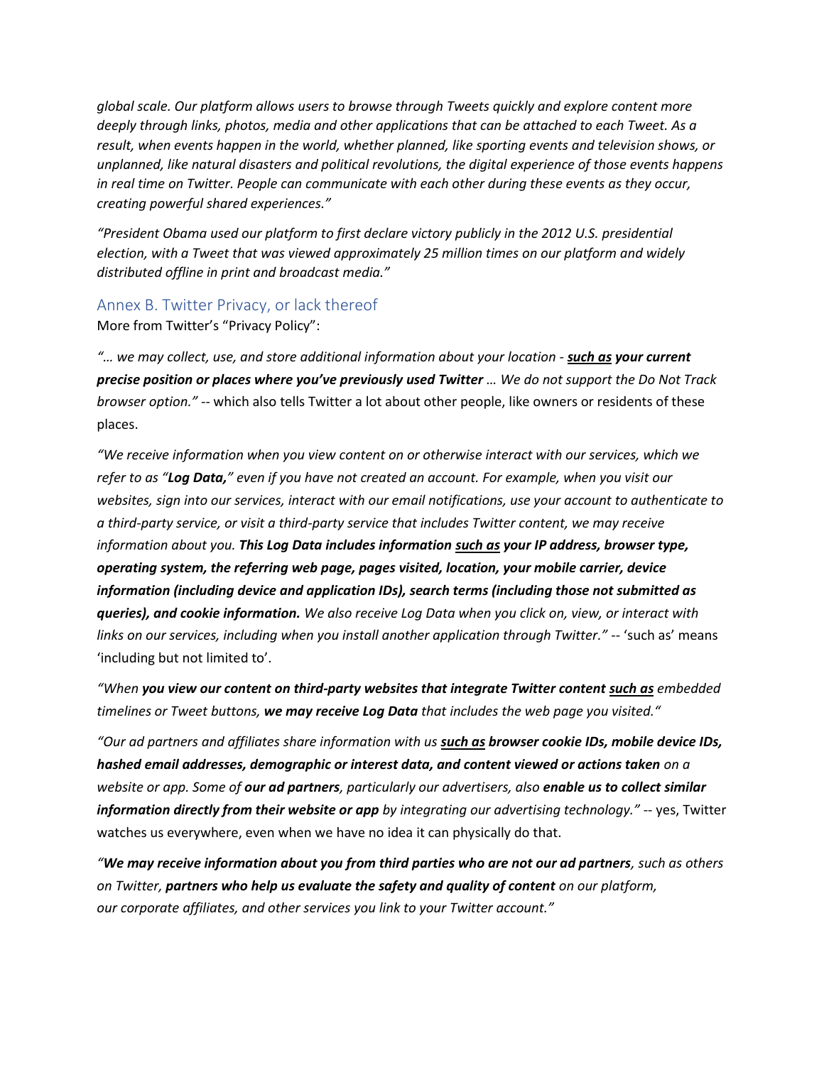*global scale. Our platform allows users to browse through Tweets quickly and explore content more deeply through links, photos, media and other applications that can be attached to each Tweet. As a result, when events happen in the world, whether planned, like sporting events and television shows, or unplanned, like natural disasters and political revolutions, the digital experience of those events happens in real time on Twitter. People can communicate with each other during these events as they occur, creating powerful shared experiences."*

*"President Obama used our platform to first declare victory publicly in the 2012 U.S. presidential election, with a Tweet that was viewed approximately 25 million times on our platform and widely distributed offline in print and broadcast media."*

## Annex B. Twitter Privacy, or lack thereof

More from Twitter's "Privacy Policy":

*"… we may collect, use, and store additional information about your location -* ***<u>such as</u> your current precise position or places where you've previously used Twitter*** *… We do not support the Do Not Track browser option."* -- which also tells Twitter a lot about other people, like owners or residents of these places.

*"We receive information when you view content on or otherwise interact with our services, which we refer to as "**Log Data,**" even if you have not created an account. For example, when you visit our websites, sign into our services, interact with our email notifications, use your account to authenticate to a third-party service, or visit a third-party service that includes Twitter content, we may receive information about you.* ***This Log Data includes information <u>such as</u> your IP address, browser type, operating system, the referring web page, pages visited, location, your mobile carrier, device information (including device and application IDs), search terms (including those not submitted as queries), and cookie information.*** *We also receive Log Data when you click on, view, or interact with links on our services, including when you install another application through Twitter."* -- 'such as' means 'including but not limited to'.

*"When* ***you view our content on third-party websites that integrate Twitter content <u>such as</u>*** *embedded timelines or Tweet buttons,* ***we may receive Log Data*** *that includes the web page you visited."*

*"Our ad partners and affiliates share information with us* ***<u>such as</u> browser cookie IDs, mobile device IDs, hashed email addresses, demographic or interest data, and content viewed or actions taken*** *on a website or app. Some of* ***our ad partners****, particularly our advertisers, also* ***enable us to collect similar information directly from their website or app*** *by integrating our advertising technology."* -- yes, Twitter watches us everywhere, even when we have no idea it can physically do that.

*"**We may receive information about you from third parties who are not our ad partners**, such as others on Twitter,* ***partners who help us evaluate the safety and quality of content*** *on our platform, our corporate affiliates, and other services you link to your Twitter account."*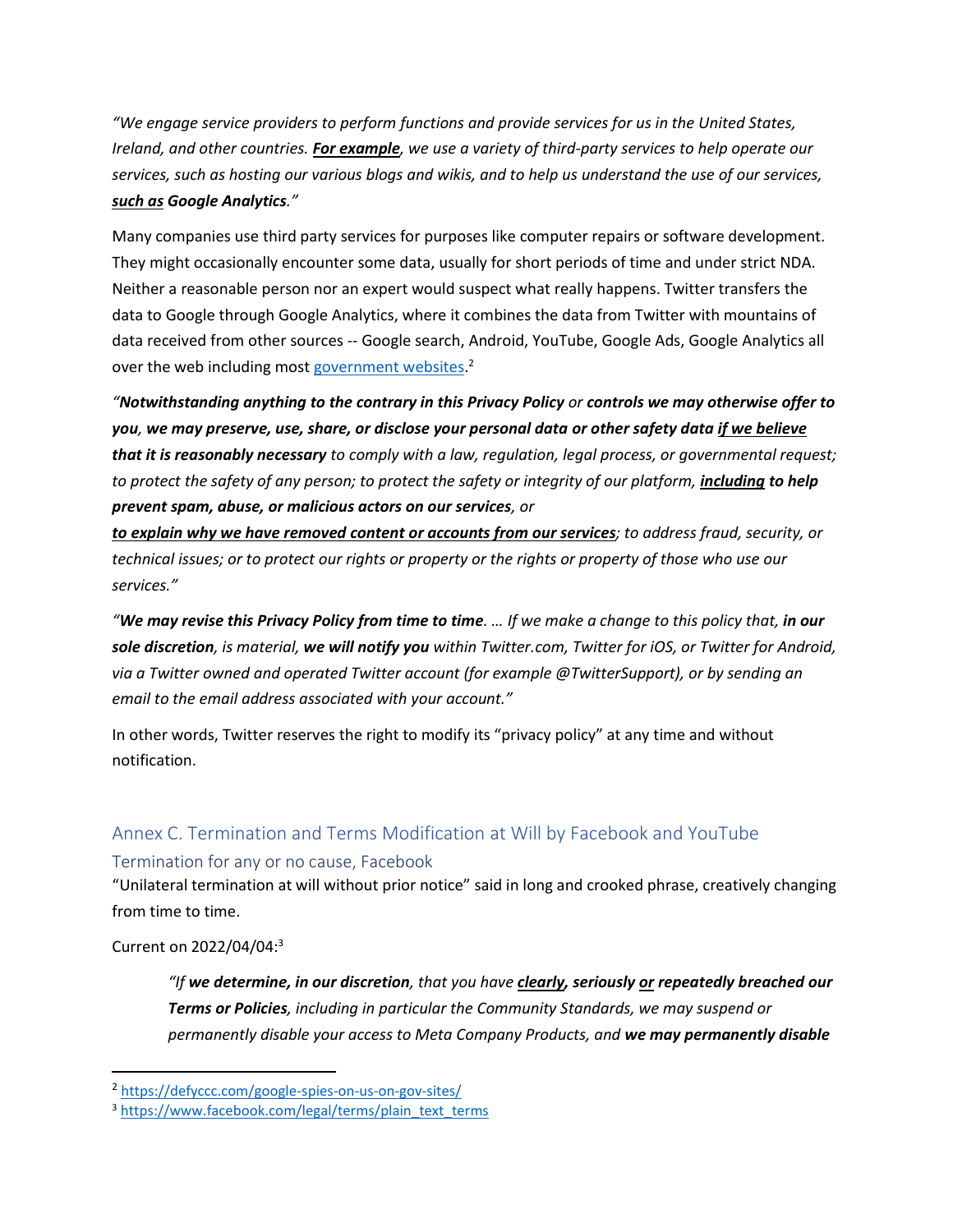*"We engage service providers to perform functions and provide services for us in the United States, Ireland, and other countries.* ***<u>For example</u>****, we use a variety of third-party services to help operate our services, such as hosting our various blogs and wikis, and to help us understand the use of our services,* ***<u>such as</u> Google Analytics****."*

Many companies use third party services for purposes like computer repairs or software development. They might occasionally encounter some data, usually for short periods of time and under strict NDA. Neither a reasonable person nor an expert would suspect what really happens. Twitter transfers the data to Google through Google Analytics, where it combines the data from Twitter with mountains of data received from other sources -- Google search, Android, YouTube, Google Ads, Google Analytics all over the web including most [government websites](https://defyccc.com/google-spies-on-us-on-gov-sites/).[2]

*"****Notwithstanding anything to the contrary in this Privacy Policy*** *or* ***controls we may otherwise offer to you, we may preserve, use, share, or disclose your personal data or other safety data <u>if we believe</u> that it is reasonably necessary*** *to comply with a law, regulation, legal process, or governmental request; to protect the safety of any person; to protect the safety or integrity of our platform,* ***<u>including</u> to help prevent spam, abuse, or malicious actors on our services****, or* ***<u>to explain why we have removed content or accounts from our services</u>****; to address fraud, security, or technical issues; or to protect our rights or property or the rights or property of those who use our services."*

*"****We may revise this Privacy Policy from time to time****. … If we make a change to this policy that,* ***in our sole discretion****, is material,* ***we will notify you*** *within Twitter.com, Twitter for iOS, or Twitter for Android, via a Twitter owned and operated Twitter account (for example @TwitterSupport), or by sending an email to the email address associated with your account."*

In other words, Twitter reserves the right to modify its "privacy policy" at any time and without notification.

## Annex C. Termination and Terms Modification at Will by Facebook and YouTube

### Termination for any or no cause, Facebook

"Unilateral termination at will without prior notice" said in long and crooked phrase, creatively changing from time to time.

Current on 2022/04/04:[3]

> *"If* ***we determine, in our discretion****, that you have* ***<u>clearly</u>, seriously <u>or</u> repeatedly breached our Terms or Policies****, including in particular the Community Standards, we may suspend or permanently disable your access to Meta Company Products, and* ***we may permanently disable***

[2] https://defyccc.com/google-spies-on-us-on-gov-sites/

[3] https://www.facebook.com/legal/terms/plain_text_terms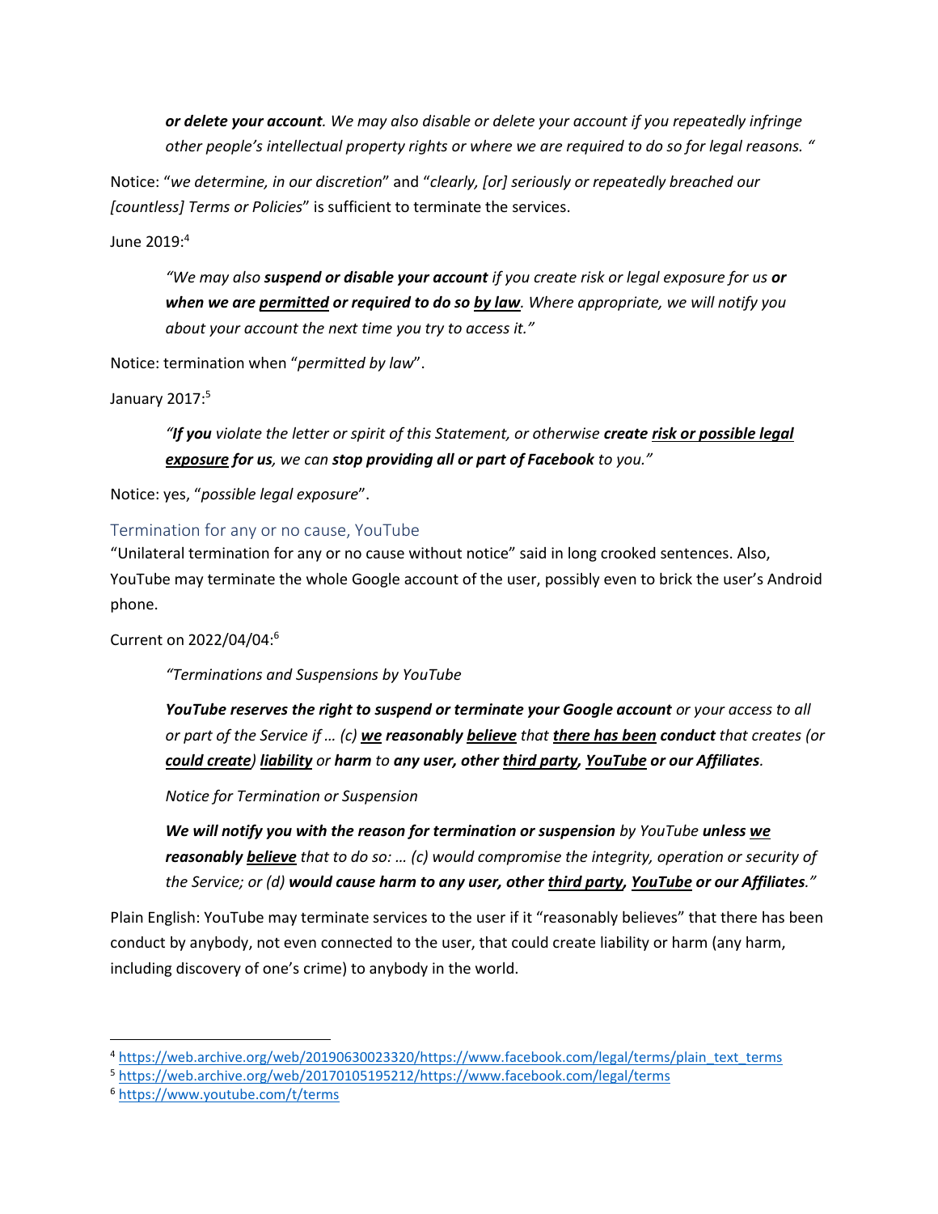> ***or delete your account**. We may also disable or delete your account if you repeatedly infringe other people's intellectual property rights or where we are required to do so for legal reasons. "*

Notice: "*we determine, in our discretion*" and "*clearly, [or] seriously or repeatedly breached our [countless] Terms or Policies*" is sufficient to terminate the services.

June 2019:[4]

> *"We may also **suspend or disable your account** if you create risk or legal exposure for us **or when we are <u>permitted</u> or required to do so <u>by law</u>**. Where appropriate, we will notify you about your account the next time you try to access it."*

Notice: termination when "*permitted by law*".

January 2017:[5]

> *"**If you** violate the letter or spirit of this Statement, or otherwise **create <u>risk or possible legal exposure</u> for us**, we can **stop providing all or part of Facebook** to you."*

Notice: yes, "*possible legal exposure*".

## Termination for any or no cause, YouTube

"Unilateral termination for any or no cause without notice" said in long crooked sentences. Also, YouTube may terminate the whole Google account of the user, possibly even to brick the user's Android phone.

Current on 2022/04/04:[6]

> *"Terminations and Suspensions by YouTube*
>
> ***YouTube reserves the right to suspend or terminate your Google account** or your access to all or part of the Service if … (c) **<u>we</u> reasonably <u>believe</u>** that **<u>there has been</u> conduct** that creates (or **<u>could create</u>**) **<u>liability</u>** or **harm** to **any user, other <u>third party</u>, <u>YouTube</u> or our Affiliates**.*
>
> *Notice for Termination or Suspension*
>
> ***We will notify you with the reason for termination or suspension** by YouTube **unless <u>we</u> reasonably <u>believe</u>** that to do so: … (c) would compromise the integrity, operation or security of the Service; or (d) **would cause harm to any user, other <u>third party</u>, <u>YouTube</u> or our Affiliates**."*

Plain English: YouTube may terminate services to the user if it "reasonably believes" that there has been conduct by anybody, not even connected to the user, that could create liability or harm (any harm, including discovery of one's crime) to anybody in the world.

---

[4] https://web.archive.org/web/20190630023320/https://www.facebook.com/legal/terms/plain_text_terms

[5] https://web.archive.org/web/20170105195212/https://www.facebook.com/legal/terms

[6] https://www.youtube.com/t/terms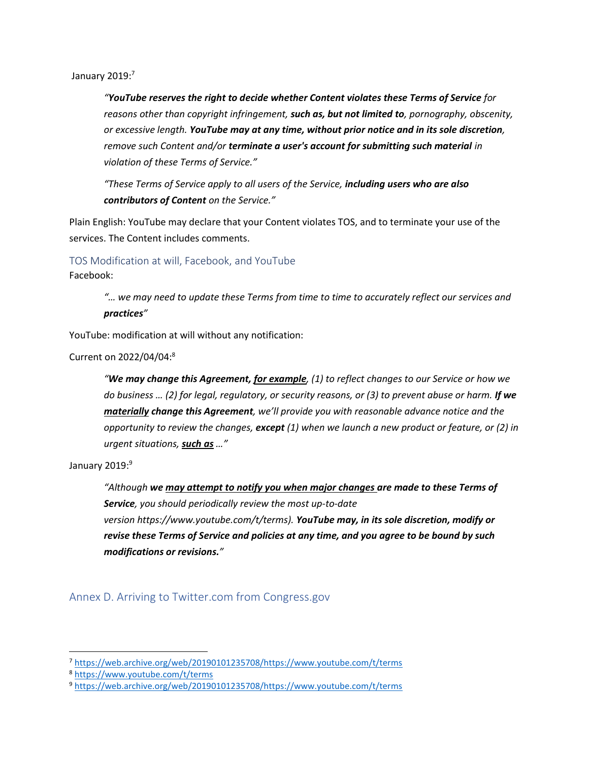January 2019:[7]

> *"**YouTube reserves the right to decide whether Content violates these Terms of Service** for reasons other than copyright infringement, **such as, but not limited to**, pornography, obscenity, or excessive length. **YouTube may at any time, without prior notice and in its sole discretion**, remove such Content and/or **terminate a user's account for submitting such material** in violation of these Terms of Service."*
>
> *"These Terms of Service apply to all users of the Service, **including users who are also contributors of Content** on the Service."*

Plain English: YouTube may declare that your Content violates TOS, and to terminate your use of the services. The Content includes comments.

### TOS Modification at will, Facebook, and YouTube

Facebook:

> *"… we may need to update these Terms from time to time to accurately reflect our services and **practices**"*

YouTube: modification at will without any notification:

Current on 2022/04/04:[8]

> *"**We may change this Agreement, <u>for example</u>**, (1) to reflect changes to our Service or how we do business … (2) for legal, regulatory, or security reasons, or (3) to prevent abuse or harm. **If we <u>materially</u> change this Agreement**, we'll provide you with reasonable advance notice and the opportunity to review the changes, **except** (1) when we launch a new product or feature, or (2) in urgent situations, **<u>such as</u>** …"*

January 2019:[9]

> *"Although **we <u>may attempt to notify you when major changes</u> are made to these Terms of Service**, you should periodically review the most up-to-date version https://www.youtube.com/t/terms). **YouTube may, in its sole discretion, modify or revise these Terms of Service and policies at any time, and you agree to be bound by such modifications or revisions.**"*

## Annex D. Arriving to Twitter.com from Congress.gov

---

[7] https://web.archive.org/web/20190101235708/https://www.youtube.com/t/terms

[8] https://www.youtube.com/t/terms

[9] https://web.archive.org/web/20190101235708/https://www.youtube.com/t/terms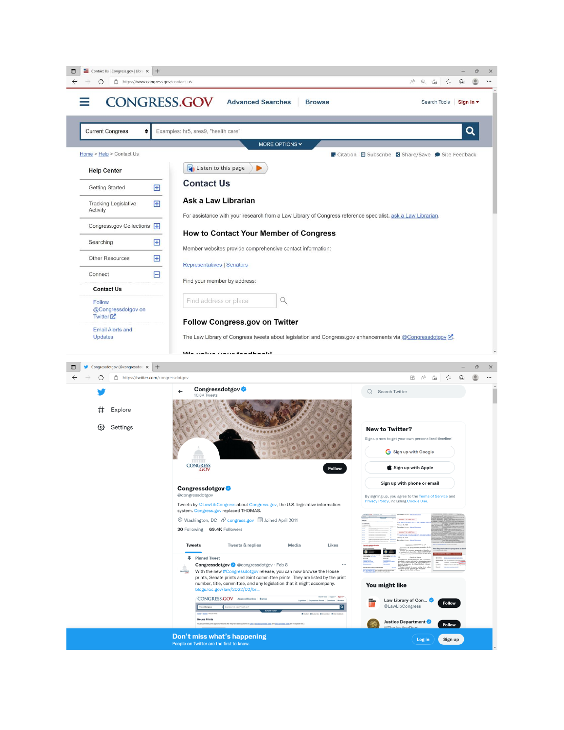Contact Us | Congress.gov | Libr

https://www.congress.gov/contact-us

CONGRESS.GOV Advanced Searches Browse Search Tools Sign In

Current Congress Examples: hr5, sres9, "health care"

MORE OPTIONS

Home > Help > Contact Us

Citation Subscribe Share/Save Site Feedback

**Help Center**

- Getting Started
- Tracking Legislative Activity
- Congress.gov Collections
- Searching
- Other Resources
- Connect
  - **Contact Us**
  - Follow @Congressdotgov on Twitter
  - Email Alerts and Updates

Listen to this page

# Contact Us

## Ask a Law Librarian

For assistance with your research from a Law Library of Congress reference specialist, ask a Law Librarian.

## How to Contact Your Member of Congress

Member websites provide comprehensive contact information:

Representatives | Senators

Find your member by address:

Find address or place

## Follow Congress.gov on Twitter

The Law Library of Congress tweets about legislation and Congress.gov enhancements via @Congressdotgov.

We value your feedback!

---

Congressdotgov (@congressdo

https://twitter.com/congressdotgov

Explore

Settings

**Congressdotgov**
10.8K Tweets

Follow

**Congressdotgov**
@congressdotgov

Tweets by @LawLibCongress about Congress.gov, the U.S. legislative information system. Congress.gov replaced THOMAS.

Washington, DC congress.gov Joined April 2011

30 Following 69.4K Followers

Tweets Tweets & replies Media Likes

Pinned Tweet

Congressdotgov @congressdotgov · Feb 8

With the new #Congressdotgov release, you can now browse the House prints, Senate prints and Joint committee prints. They are listed by the print number, title, committee, and any legislation that it might accompany. blogs.loc.gov/law/2022/02/br...

Search Twitter

**New to Twitter?**

Sign up now to get your own personalized timeline!

Sign up with Google

Sign up with Apple

Sign up with phone or email

By signing up, you agree to the Terms of Service and Privacy Policy, including Cookie Use.

**You might like**

Law Library of Con... @LawLibCongress Follow

Justice Department @TheJusticeDept Follow

**Don't miss what's happening**

People on Twitter are the first to know.

Log in Sign up